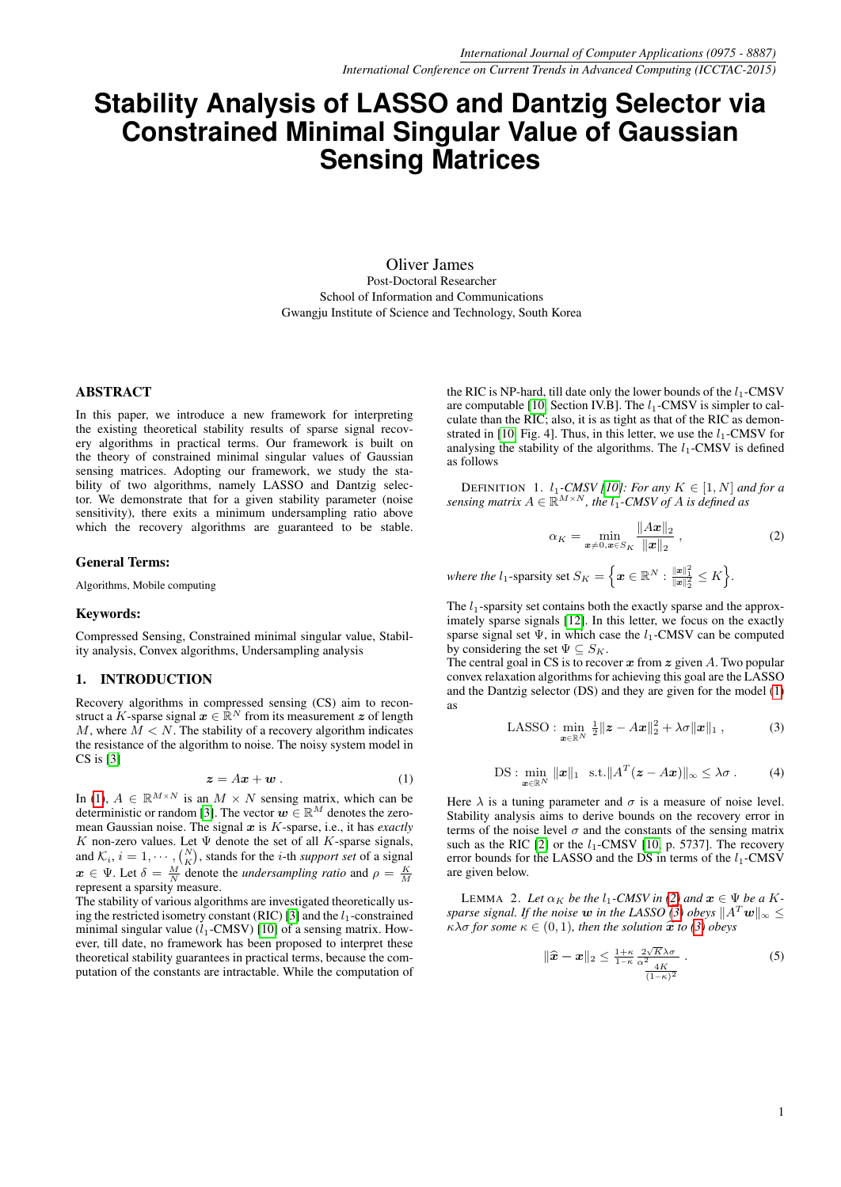# Stability Analysis of LASSO and Dantzig Selector via Constrained Minimal Singular Value of Gaussian Sensing Matrices

Oliver James
Post-Doctoral Researcher
School of Information and Communications
Gwangju Institute of Science and Technology, South Korea

## ABSTRACT

In this paper, we introduce a new framework for interpreting the existing theoretical stability results of sparse signal recovery algorithms in practical terms. Our framework is built on the theory of constrained minimal singular values of Gaussian sensing matrices. Adopting our framework, we study the stability of two algorithms, namely LASSO and Dantzig selector. We demonstrate that for a given stability parameter (noise sensitivity), there exits a minimum undersampling ratio above which the recovery algorithms are guaranteed to be stable.

### General Terms:

Algorithms, Mobile computing

### Keywords:

Compressed Sensing, Constrained minimal singular value, Stability analysis, Convex algorithms, Undersampling analysis

## 1. INTRODUCTION

Recovery algorithms in compressed sensing (CS) aim to reconstruct a $K$-sparse signal $\boldsymbol{x} \in \mathbb{R}^N$ from its measurement $\boldsymbol{z}$ of length $M$, where $M < N$. The stability of a recovery algorithm indicates the resistance of the algorithm to noise. The noisy system model in CS is [3]

$$\boldsymbol{z} = A\boldsymbol{x} + \boldsymbol{w} \, . \tag{1}$$

In (1), $A \in \mathbb{R}^{M \times N}$ is an $M \times N$ sensing matrix, which can be deterministic or random [3]. The vector $\boldsymbol{w} \in \mathbb{R}^M$ denotes the zero-mean Gaussian noise. The signal $\boldsymbol{x}$ is $K$-sparse, i.e., it has *exactly* $K$ non-zero values. Let $\Psi$ denote the set of all $K$-sparse signals, and $\mathcal{K}_i$, $i = 1, \cdots, \binom{N}{K}$, stands for the $i$-th *support set* of a signal $\boldsymbol{x} \in \Psi$. Let $\delta = \frac{M}{N}$ denote the *undersampling ratio* and $\rho = \frac{K}{M}$ represent a sparsity measure.

The stability of various algorithms are investigated theoretically using the restricted isometry constant (RIC) [3] and the $l_1$-constrained minimal singular value ($l_1$-CMSV) [10] of a sensing matrix. However, till date, no framework has been proposed to interpret these theoretical stability guarantees in practical terms, because the computation of the constants are intractable. While the computation of the RIC is NP-hard, till date only the lower bounds of the $l_1$-CMSV are computable [10, Section IV.B]. The $l_1$-CMSV is simpler to calculate than the RIC; also, it is as tight as that of the RIC as demonstrated in [10, Fig. 4]. Thus, in this letter, we use the $l_1$-CMSV for analysing the stability of the algorithms. The $l_1$-CMSV is defined as follows

DEFINITION 1. *$l_1$-CMSV [10]: For any $K \in [1, N]$ and for a sensing matrix $A \in \mathbb{R}^{M \times N}$, the $l_1$-CMSV of $A$ is defined as*

$$\alpha_K = \min_{\boldsymbol{x} \neq 0, \boldsymbol{x} \in S_K} \frac{\|A\boldsymbol{x}\|_2}{\|\boldsymbol{x}\|_2} \, , \tag{2}$$

*where the $l_1$-sparsity set $S_K = \left\{ \boldsymbol{x} \in \mathbb{R}^N : \frac{\|\boldsymbol{x}\|_1^2}{\|\boldsymbol{x}\|_2^2} \leq K \right\}$.*

The $l_1$-sparsity set contains both the exactly sparse and the approximately sparse signals [12]. In this letter, we focus on the exactly sparse signal set $\Psi$, in which case the $l_1$-CMSV can be computed by considering the set $\Psi \subseteq S_K$.

The central goal in CS is to recover $\boldsymbol{x}$ from $\boldsymbol{z}$ given $A$. Two popular convex relaxation algorithms for achieving this goal are the LASSO and the Dantzig selector (DS) and they are given for the model (1) as

$$\text{LASSO} : \min_{\boldsymbol{x} \in \mathbb{R}^N} \tfrac{1}{2}\|\boldsymbol{z} - A\boldsymbol{x}\|_2^2 + \lambda\sigma\|\boldsymbol{x}\|_1 \, , \tag{3}$$

$$\text{DS} : \min_{\boldsymbol{x} \in \mathbb{R}^N} \|\boldsymbol{x}\|_1 \quad \text{s.t.} \|A^T(\boldsymbol{z} - A\boldsymbol{x})\|_\infty \leq \lambda\sigma \, . \tag{4}$$

Here $\lambda$ is a tuning parameter and $\sigma$ is a measure of noise level. Stability analysis aims to derive bounds on the recovery error in terms of the noise level $\sigma$ and the constants of the sensing matrix such as the RIC [2] or the $l_1$-CMSV [10, p. 5737]. The recovery error bounds for the LASSO and the DS in terms of the $l_1$-CMSV are given below.

LEMMA 2. *Let $\alpha_K$ be the $l_1$-CMSV in (2) and $\boldsymbol{x} \in \Psi$ be a $K$-sparse signal. If the noise $\boldsymbol{w}$ in the LASSO (3) obeys $\|A^T\boldsymbol{w}\|_\infty \leq \kappa\lambda\sigma$ for some $\kappa \in (0, 1)$, then the solution $\widehat{\boldsymbol{x}}$ to (3) obeys*

$$\|\widehat{\boldsymbol{x}} - \boldsymbol{x}\|_2 \leq \frac{1+\kappa}{1-\kappa} \frac{2\sqrt{K}\lambda\sigma}{\frac{\alpha^2}{\frac{4K}{(1-\kappa)^2}}} \, . \tag{5}$$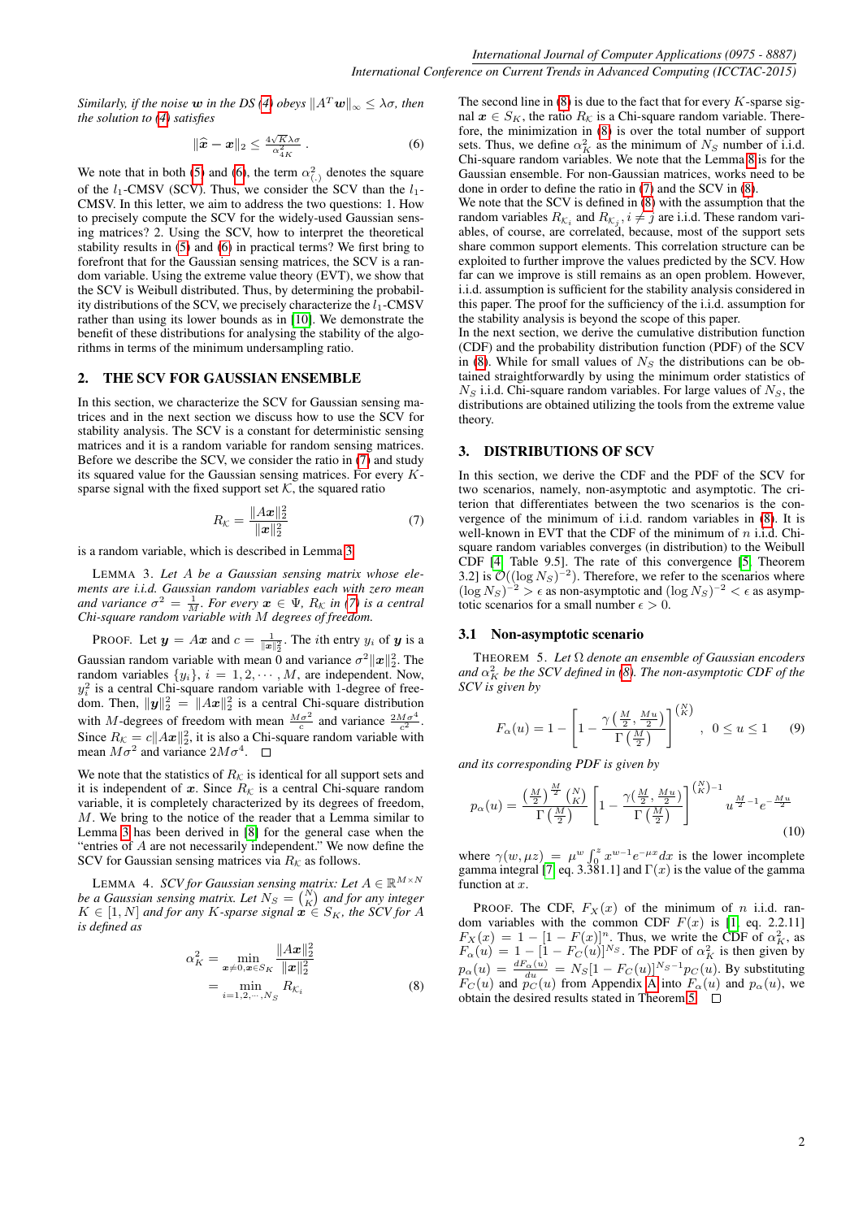*Similarly, if the noise $\boldsymbol{w}$ in the DS (4) obeys $\|A^T \boldsymbol{w}\|_\infty \leq \lambda\sigma$, then the solution to (4) satisfies*

$$\|\widehat{\boldsymbol{x}} - \boldsymbol{x}\|_2 \leq \frac{4\sqrt{K}\lambda\sigma}{\alpha_{4K}^2} . \tag{6}$$

We note that in both (5) and (6), the term $\alpha_{(.)}^2$ denotes the square of the $l_1$-CMSV (SCV). Thus, we consider the SCV than the $l_1$-CMSV. In this letter, we aim to address the two questions: 1. How to precisely compute the SCV for the widely-used Gaussian sensing matrices? 2. Using the SCV, how to interpret the theoretical stability results in (5) and (6) in practical terms? We first bring to forefront that for the Gaussian sensing matrices, the SCV is a random variable. Using the extreme value theory (EVT), we show that the SCV is Weibull distributed. Thus, by determining the probability distributions of the SCV, we precisely characterize the $l_1$-CMSV rather than using its lower bounds as in [10]. We demonstrate the benefit of these distributions for analysing the stability of the algorithms in terms of the minimum undersampling ratio.

## 2. THE SCV FOR GAUSSIAN ENSEMBLE

In this section, we characterize the SCV for Gaussian sensing matrices and in the next section we discuss how to use the SCV for stability analysis. The SCV is a constant for deterministic sensing matrices and it is a random variable for random sensing matrices. Before we describe the SCV, we consider the ratio in (7) and study its squared value for the Gaussian sensing matrices. For every $K$-sparse signal with the fixed support set $\mathcal{K}$, the squared ratio

$$R_{\mathcal{K}} = \frac{\|A\boldsymbol{x}\|_2^2}{\|\boldsymbol{x}\|_2^2} \tag{7}$$

is a random variable, which is described in Lemma 3.

LEMMA 3. *Let $A$ be a Gaussian sensing matrix whose elements are i.i.d. Gaussian random variables each with zero mean and variance $\sigma^2 = \frac{1}{M}$. For every $\boldsymbol{x} \in \Psi$, $R_{\mathcal{K}}$ in (7) is a central Chi-square random variable with $M$ degrees of freedom.*

PROOF. Let $\boldsymbol{y} = A\boldsymbol{x}$ and $c = \frac{1}{\|\boldsymbol{x}\|_2^2}$. The $i$th entry $y_i$ of $\boldsymbol{y}$ is a Gaussian random variable with mean 0 and variance $\sigma^2\|\boldsymbol{x}\|_2^2$. The random variables $\{y_i\}$, $i = 1, 2, \cdots, M$, are independent. Now, $y_i^2$ is a central Chi-square random variable with 1-degree of freedom. Then, $\|\boldsymbol{y}\|_2^2 = \|A\boldsymbol{x}\|_2^2$ is a central Chi-square distribution with $M$-degrees of freedom with mean $\frac{M\sigma^2}{c}$ and variance $\frac{2M\sigma^4}{c^2}$. Since $R_{\mathcal{K}} = c\|A\boldsymbol{x}\|_2^2$, it is also a Chi-square random variable with mean $M\sigma^2$ and variance $2M\sigma^4$. □

We note that the statistics of $R_{\mathcal{K}}$ is identical for all support sets and it is independent of $\boldsymbol{x}$. Since $R_{\mathcal{K}}$ is a central Chi-square random variable, it is completely characterized by its degrees of freedom, $M$. We bring to the notice of the reader that a Lemma similar to Lemma 3 has been derived in [8] for the general case when the "entries of $A$ are not necessarily independent." We now define the SCV for Gaussian sensing matrices via $R_{\mathcal{K}}$ as follows.

LEMMA 4. *SCV for Gaussian sensing matrix: Let $A \in \mathbb{R}^{M\times N}$ be a Gaussian sensing matrix. Let $N_S = \binom{N}{K}$ and for any integer $K \in [1, N]$ and for any $K$-sparse signal $\boldsymbol{x} \in S_K$, the SCV for $A$ is defined as*

$$\begin{aligned}\alpha_K^2 &= \min_{\boldsymbol{x}\neq 0, \boldsymbol{x}\in S_K} \frac{\|A\boldsymbol{x}\|_2^2}{\|\boldsymbol{x}\|_2^2} \\ &= \min_{i=1,2,\cdots,N_S} R_{\mathcal{K}_i}\end{aligned} \tag{8}$$

The second line in (8) is due to the fact that for every $K$-sparse signal $\boldsymbol{x} \in S_K$, the ratio $R_{\mathcal{K}}$ is a Chi-square random variable. Therefore, the minimization in (8) is over the total number of support sets. Thus, we define $\alpha_K^2$ as the minimum of $N_S$ number of i.i.d. Chi-square random variables. We note that the Lemma 8 is for the Gaussian ensemble. For non-Gaussian matrices, works need to be done in order to define the ratio in (7) and the SCV in (8).

We note that the SCV is defined in (8) with the assumption that the random variables $R_{\mathcal{K}_i}$ and $R_{\mathcal{K}_j}, i \neq j$ are i.i.d. These random variables, of course, are correlated, because, most of the support sets share common support elements. This correlation structure can be exploited to further improve the values predicted by the SCV. How far can we improve is still remains as an open problem. However, i.i.d. assumption is sufficient for the stability analysis considered in this paper. The proof for the sufficiency of the i.i.d. assumption for the stability analysis is beyond the scope of this paper.

In the next section, we derive the cumulative distribution function (CDF) and the probability distribution function (PDF) of the SCV in (8). While for small values of $N_S$ the distributions can be obtained straightforwardly by using the minimum order statistics of $N_S$ i.i.d. Chi-square random variables. For large values of $N_S$, the distributions are obtained utilizing the tools from the extreme value theory.

## 3. DISTRIBUTIONS OF SCV

In this section, we derive the CDF and the PDF of the SCV for two scenarios, namely, non-asymptotic and asymptotic. The criterion that differentiates between the two scenarios is the convergence of the minimum of i.i.d. random variables in (8). It is well-known in EVT that the CDF of the minimum of $n$ i.i.d. Chi-square random variables converges (in distribution) to the Weibull CDF [4, Table 9.5]. The rate of this convergence [5, Theorem 3.2] is $\mathcal{O}((\log N_S)^{-2})$. Therefore, we refer to the scenarios where $(\log N_S)^{-2} > \epsilon$ as non-asymptotic and $(\log N_S)^{-2} < \epsilon$ as asymptotic scenarios for a small number $\epsilon > 0$.

### 3.1 Non-asymptotic scenario

THEOREM 5. *Let $\Omega$ denote an ensemble of Gaussian encoders and $\alpha_K^2$ be the SCV defined in (8). The non-asymptotic CDF of the SCV is given by*

$$F_\alpha(u) = 1 - \left[1 - \frac{\gamma\left(\frac{M}{2}, \frac{Mu}{2}\right)}{\Gamma\left(\frac{M}{2}\right)}\right]^{\binom{N}{K}}, \quad 0 \leq u \leq 1 \tag{9}$$

*and its corresponding PDF is given by*

$$p_\alpha(u) = \frac{\left(\frac{M}{2}\right)^{\frac{M}{2}}\binom{N}{K}}{\Gamma\left(\frac{M}{2}\right)}\left[1 - \frac{\gamma\left(\frac{M}{2}, \frac{Mu}{2}\right)}{\Gamma\left(\frac{M}{2}\right)}\right]^{\binom{N}{K}-1} u^{\frac{M}{2}-1}e^{-\frac{Mu}{2}} \tag{10}$$

where $\gamma(w, \mu z) = \mu^w \int_0^z x^{w-1}e^{-\mu x}dx$ is the lower incomplete gamma integral [7, eq. 3.381.1] and $\Gamma(x)$ is the value of the gamma function at $x$.

PROOF. The CDF, $F_X(x)$ of the minimum of $n$ i.i.d. random variables with the common CDF $F(x)$ is [1, eq. 2.2.11] $F_X(x) = 1 - [1 - F(x)]^n$. Thus, we write the CDF of $\alpha_K^2$, as $F_\alpha(u) = 1 - [1 - F_C(u)]^{N_S}$. The PDF of $\alpha_K^2$ is then given by $p_\alpha(u) = \frac{dF_\alpha(u)}{du} = N_S[1 - F_C(u)]^{N_S-1}p_C(u)$. By substituting $F_C(u)$ and $p_C(u)$ from Appendix A into $F_\alpha(u)$ and $p_\alpha(u)$, we obtain the desired results stated in Theorem 5. □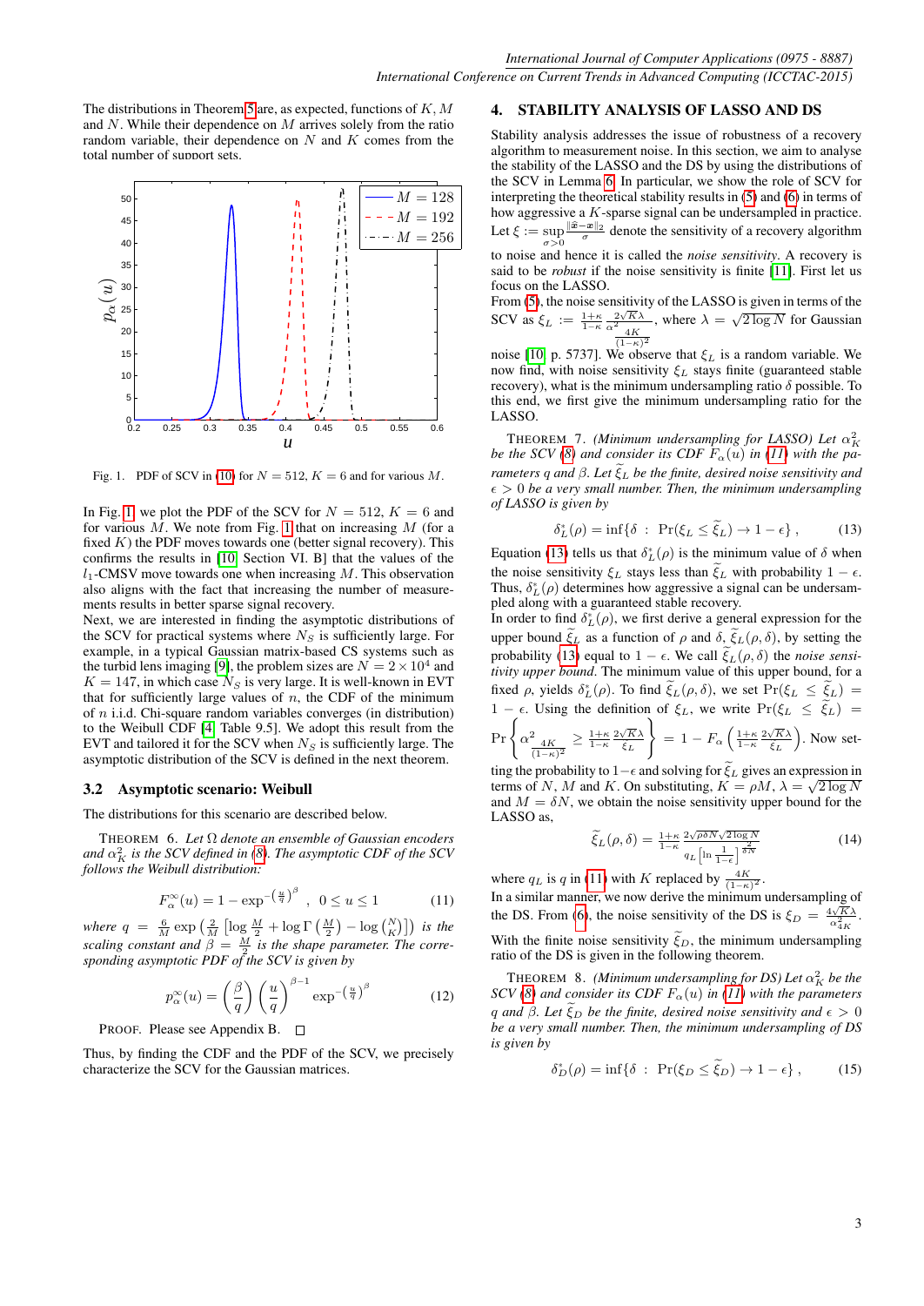The distributions in Theorem 5 are, as expected, functions of $K$, $M$ and $N$. While their dependence on $M$ arrives solely from the ratio random variable, their dependence on $N$ and $K$ comes from the total number of support sets.

Fig. 1. PDF of SCV in (10) for $N = 512$, $K = 6$ and for various $M$.

In Fig. 1, we plot the PDF of the SCV for $N = 512$, $K = 6$ and for various $M$. We note from Fig. 1 that on increasing $M$ (for a fixed $K$) the PDF moves towards one (better signal recovery). This confirms the results in [10, Section VI. B] that the values of the $l_1$-CMSV move towards one when increasing $M$. This observation also aligns with the fact that increasing the number of measurements results in better sparse signal recovery.

Next, we are interested in finding the asymptotic distributions of the SCV for practical systems where $N_S$ is sufficiently large. For example, in a typical Gaussian matrix-based CS systems such as the turbid lens imaging [9], the problem sizes are $N = 2 \times 10^4$ and $K = 147$, in which case $N_S$ is very large. It is well-known in EVT that for sufficiently large values of $n$, the CDF of the minimum of $n$ i.i.d. Chi-square random variables converges (in distribution) to the Weibull CDF [4, Table 9.5]. We adopt this result from the EVT and tailored it for the SCV when $N_S$ is sufficiently large. The asymptotic distribution of the SCV is defined in the next theorem.

### 3.2 Asymptotic scenario: Weibull

The distributions for this scenario are described below.

THEOREM 6. *Let $\Omega$ denote an ensemble of Gaussian encoders and $\alpha_K^2$ is the SCV defined in (8). The asymptotic CDF of the SCV follows the Weibull distribution:*

$$F_\alpha^\infty(u) = 1 - \exp^{-\left(\frac{u}{q}\right)^\beta}, \quad 0 \le u \le 1 \tag{11}$$

*where $q = \frac{6}{M}\exp\left(\frac{2}{M}\left[\log\frac{M}{2} + \log\Gamma\left(\frac{M}{2}\right) - \log\binom{N}{K}\right]\right)$ is the scaling constant and $\beta = \frac{M}{2}$ is the shape parameter. The corresponding asymptotic PDF of the SCV is given by*

$$p_\alpha^\infty(u) = \left(\frac{\beta}{q}\right)\left(\frac{u}{q}\right)^{\beta-1}\exp^{-\left(\frac{u}{q}\right)^\beta} \tag{12}$$

PROOF. Please see Appendix B. □

Thus, by finding the CDF and the PDF of the SCV, we precisely characterize the SCV for the Gaussian matrices.

## 4. STABILITY ANALYSIS OF LASSO AND DS

Stability analysis addresses the issue of robustness of a recovery algorithm to measurement noise. In this section, we aim to analyse the stability of the LASSO and the DS by using the distributions of the SCV in Lemma 6. In particular, we show the role of SCV for interpreting the theoretical stability results in (5) and (6) in terms of how aggressive a $K$-sparse signal can be undersampled in practice.

Let $\xi := \sup_{\sigma>0}\frac{\|\widehat{x}-x\|_2}{\sigma}$ denote the sensitivity of a recovery algorithm to noise and hence it is called the *noise sensitivity*. A recovery is said to be *robust* if the noise sensitivity is finite [11]. First let us focus on the LASSO.

From (5), the noise sensitivity of the LASSO is given in terms of the SCV as $\xi_L := \frac{1+\kappa}{1-\kappa}\frac{2\sqrt{K}\lambda}{\alpha^2_{\frac{4K}{(1-\kappa)^2}}}$, where $\lambda = \sqrt{2\log N}$ for Gaussian noise [10, p. 5737]. We observe that $\xi_L$ is a random variable. We now find, with noise sensitivity $\xi_L$ stays finite (guaranteed stable recovery), what is the minimum undersampling ratio $\delta$ possible. To this end, we first give the minimum undersampling ratio for the LASSO.

THEOREM 7. *(Minimum undersampling for LASSO) Let $\alpha_K^2$ be the SCV (8) and consider its CDF $F_\alpha(u)$ in (11) with the parameters $q$ and $\beta$. Let $\widetilde{\xi}_L$ be the finite, desired noise sensitivity and $\epsilon > 0$ be a very small number. Then, the minimum undersampling of LASSO is given by*

$$\delta_L^*(\rho) = \inf\{\delta \;:\; \Pr(\xi_L \le \widetilde{\xi}_L) \to 1 - \epsilon\}\,, \tag{13}$$

Equation (13) tells us that $\delta_L^*(\rho)$ is the minimum value of $\delta$ when the noise sensitivity $\xi_L$ stays less than $\widetilde{\xi}_L$ with probability $1-\epsilon$. Thus, $\delta_L^*(\rho)$ determines how aggressive a signal can be undersampled along with a guaranteed stable recovery.

In order to find $\delta_L^*(\rho)$, we first derive a general expression for the upper bound $\widetilde{\xi}_L$ as a function of $\rho$ and $\delta$, $\widetilde{\xi}_L(\rho,\delta)$, by setting the probability (13) equal to $1-\epsilon$. We call $\widetilde{\xi}_L(\rho,\delta)$ the *noise sensitivity upper bound*. The minimum value of this upper bound, for a fixed $\rho$, yields $\delta_L^*(\rho)$. To find $\widetilde{\xi}_L(\rho,\delta)$, we set $\Pr(\xi_L \le \widetilde{\xi}_L) = 1-\epsilon$. Using the definition of $\xi_L$, we write $\Pr(\xi_L \le \widetilde{\xi}_L) = \Pr\left\{\alpha^2_{\frac{4K}{(1-\kappa)^2}} \ge \frac{1+\kappa}{1-\kappa}\frac{2\sqrt{K}\lambda}{\widetilde{\xi}_L}\right\} = 1 - F_\alpha\left(\frac{1+\kappa}{1-\kappa}\frac{2\sqrt{K}\lambda}{\widetilde{\xi}_L}\right)$. Now setting the probability to $1-\epsilon$ and solving for $\widetilde{\xi}_L$ gives an expression in terms of $N$, $M$ and $K$. On substituting, $K = \rho M$, $\lambda = \sqrt{2\log N}$ and $M = \delta N$, we obtain the noise sensitivity upper bound for the LASSO as,

$$\widetilde{\xi}_L(\rho,\delta) = \frac{\frac{1+\kappa}{1-\kappa}\,2\sqrt{\rho\delta N}\sqrt{2\log N}}{q_L\left[\ln\frac{1}{1-\epsilon}\right]^{\frac{2}{\delta N}}} \tag{14}$$

where $q_L$ is $q$ in (11) with $K$ replaced by $\frac{4K}{(1-\kappa)^2}$.

In a similar manner, we now derive the minimum undersampling of the DS. From (6), the noise sensitivity of the DS is $\xi_D = \frac{4\sqrt{K}\lambda}{\alpha^2_{4K}}$. With the finite noise sensitivity $\widetilde{\xi}_D$, the minimum undersampling ratio of the DS is given in the following theorem.

THEOREM 8. *(Minimum undersampling for DS) Let $\alpha_K^2$ be the SCV (8) and consider its CDF $F_\alpha(u)$ in (11) with the parameters $q$ and $\beta$. Let $\widetilde{\xi}_D$ be the finite, desired noise sensitivity and $\epsilon > 0$ be a very small number. Then, the minimum undersampling of DS is given by*

$$\delta_D^*(\rho) = \inf\{\delta \;:\; \Pr(\xi_D \le \widetilde{\xi}_D) \to 1 - \epsilon\}\,, \tag{15}$$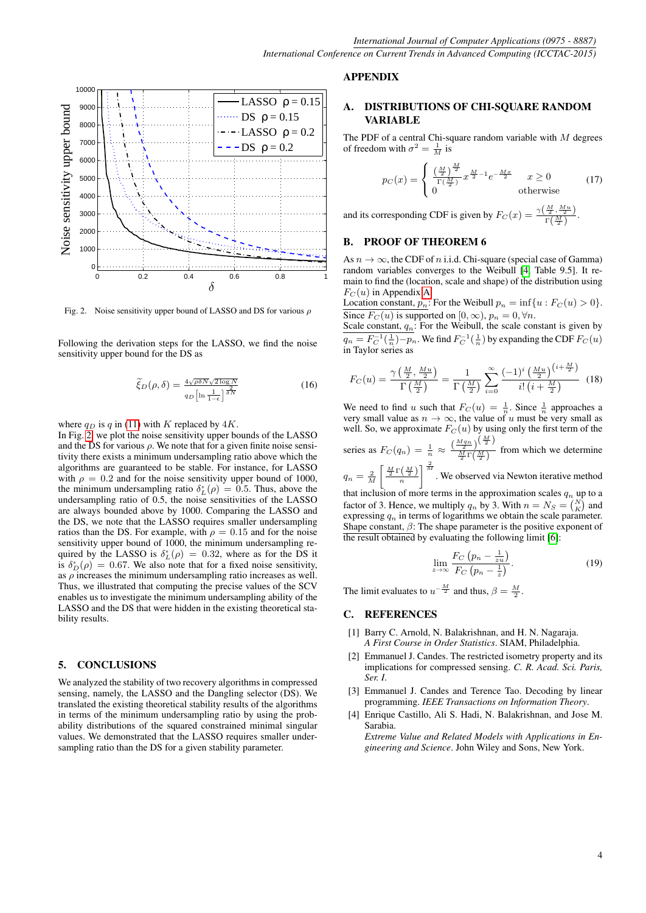Fig. 2. Noise sensitivity upper bound of LASSO and DS for various $\rho$

Following the derivation steps for the LASSO, we find the noise sensitivity upper bound for the DS as

$$\widetilde{\xi}_D(\rho,\delta) = \frac{4\sqrt{\rho\delta N}\sqrt{2\log N}}{q_D\left[\ln\frac{1}{1-\epsilon}\right]^{\frac{2}{\delta N}}} \tag{16}$$

where $q_D$ is $q$ in (11) with $K$ replaced by $4K$.

In Fig. 2 we plot the noise sensitivity upper bounds of the LASSO and the DS for various $\rho$. We note that for a given finite noise sensitivity there exists a minimum undersampling ratio above which the algorithms are guaranteed to be stable. For instance, for LASSO with $\rho = 0.2$ and for the noise sensitivity upper bound of 1000, the minimum undersampling ratio $\delta^*_L(\rho) = 0.5$. Thus, above the undersampling ratio of 0.5, the noise sensitivities of the LASSO are always bounded above by 1000. Comparing the LASSO and the DS, we note that the LASSO requires smaller undersampling ratios than the DS. For example, with $\rho = 0.15$ and for the noise sensitivity upper bound of 1000, the minimum undersampling required by the LASSO is $\delta^*_L(\rho) = 0.32$, where as for the DS it is $\delta^*_D(\rho) = 0.67$. We also note that for a fixed noise sensitivity, as $\rho$ increases the minimum undersampling ratio increases as well. Thus, we illustrated that computing the precise values of the SCV enables us to investigate the minimum undersampling ability of the LASSO and the DS that were hidden in the existing theoretical stability results.

## 5. CONCLUSIONS

We analyzed the stability of two recovery algorithms in compressed sensing, namely, the LASSO and the Dangling selector (DS). We translated the existing theoretical stability results of the algorithms in terms of the minimum undersampling ratio by using the probability distributions of the squared constrained minimal singular values. We demonstrated that the LASSO requires smaller undersampling ratio than the DS for a given stability parameter.

## APPENDIX

### A. DISTRIBUTIONS OF CHI-SQUARE RANDOM VARIABLE

The PDF of a central Chi-square random variable with $M$ degrees of freedom with $\sigma^2 = \frac{1}{M}$ is

$$p_C(x) = \begin{cases} \frac{\left(\frac{M}{2}\right)^{\frac{M}{2}}}{\Gamma\left(\frac{M}{2}\right)} x^{\frac{M}{2}-1} e^{-\frac{Mx}{2}} & x \geq 0 \\ 0 & \text{otherwise} \end{cases} \tag{17}$$

and its corresponding CDF is given by $F_C(x) = \frac{\gamma\left(\frac{M}{2}, \frac{Mu}{2}\right)}{\Gamma\left(\frac{M}{2}\right)}$.

### B. PROOF OF THEOREM 6

As $n \to \infty$, the CDF of $n$ i.i.d. Chi-square (special case of Gamma) random variables converges to the Weibull [4, Table 9.5]. It remain to find the (location, scale and shape) of the distribution using $F_C(u)$ in Appendix A.

Location constant, $p_n$: For the Weibull $p_n = \inf\{u : F_C(u) > 0\}$. Since $F_C(u)$ is supported on $[0,\infty)$, $p_n = 0, \forall n$.

Scale constant, $q_n$: For the Weibull, the scale constant is given by $q_n = F_C^{-1}(\frac{1}{n}) - p_n$. We find $F_C^{-1}(\frac{1}{n})$ by expanding the CDF $F_C(u)$ in Taylor series as

$$F_C(u) = \frac{\gamma\left(\frac{M}{2}, \frac{Mu}{2}\right)}{\Gamma\left(\frac{M}{2}\right)} = \frac{1}{\Gamma\left(\frac{M}{2}\right)} \sum_{i=0}^{\infty} \frac{(-1)^i \left(\frac{Mu}{2}\right)^{\left(i+\frac{M}{2}\right)}}{i!\left(i+\frac{M}{2}\right)} \tag{18}$$

We need to find $u$ such that $F_C(u) = \frac{1}{n}$. Since $\frac{1}{n}$ approaches a very small value as $n \to \infty$, the value of $u$ must be very small as well. So, we approximate $F_C(u)$ by using only the first term of the series as $F_C(q_n) = \frac{1}{n} \approx \frac{\left(\frac{Mq_n}{2}\right)^{\left(\frac{M}{2}\right)}}{\frac{M}{2}\Gamma\left(\frac{M}{2}\right)}$ from which we determine $q_n = \frac{2}{M}\left[\frac{\frac{M}{2}\Gamma\left(\frac{M}{2}\right)}{n}\right]^{\frac{2}{M}}$. We observed via Newton iterative method that inclusion of more terms in the approximation scales $q_n$ up to a factor of 3. Hence, we multiply $q_n$ by 3. With $n = N_S = \binom{N}{K}$ and expressing $q_n$ in terms of logarithms we obtain the scale parameter.

Shape constant, $\beta$: The shape parameter is the positive exponent of the result obtained by evaluating the following limit [6]:

$$\lim_{z\to\infty} \frac{F_C\left(p_n - \frac{1}{zu}\right)}{F_C\left(p_n - \frac{1}{z}\right)}. \tag{19}$$

The limit evaluates to $u^{-\frac{M}{2}}$ and thus, $\beta = \frac{M}{2}$.

### C. REFERENCES

[1] Barry C. Arnold, N. Balakrishnan, and H. N. Nagaraja. *A First Course in Order Statistics*. SIAM, Philadelphia.

[2] Emmanuel J. Candes. The restricted isometry property and its implications for compressed sensing. *C. R. Acad. Sci. Paris, Ser. I*.

[3] Emmanuel J. Candes and Terence Tao. Decoding by linear programming. *IEEE Transactions on Information Theory*.

[4] Enrique Castillo, Ali S. Hadi, N. Balakrishnan, and Jose M. Sarabia. *Extreme Value and Related Models with Applications in Engineering and Science*. John Wiley and Sons, New York.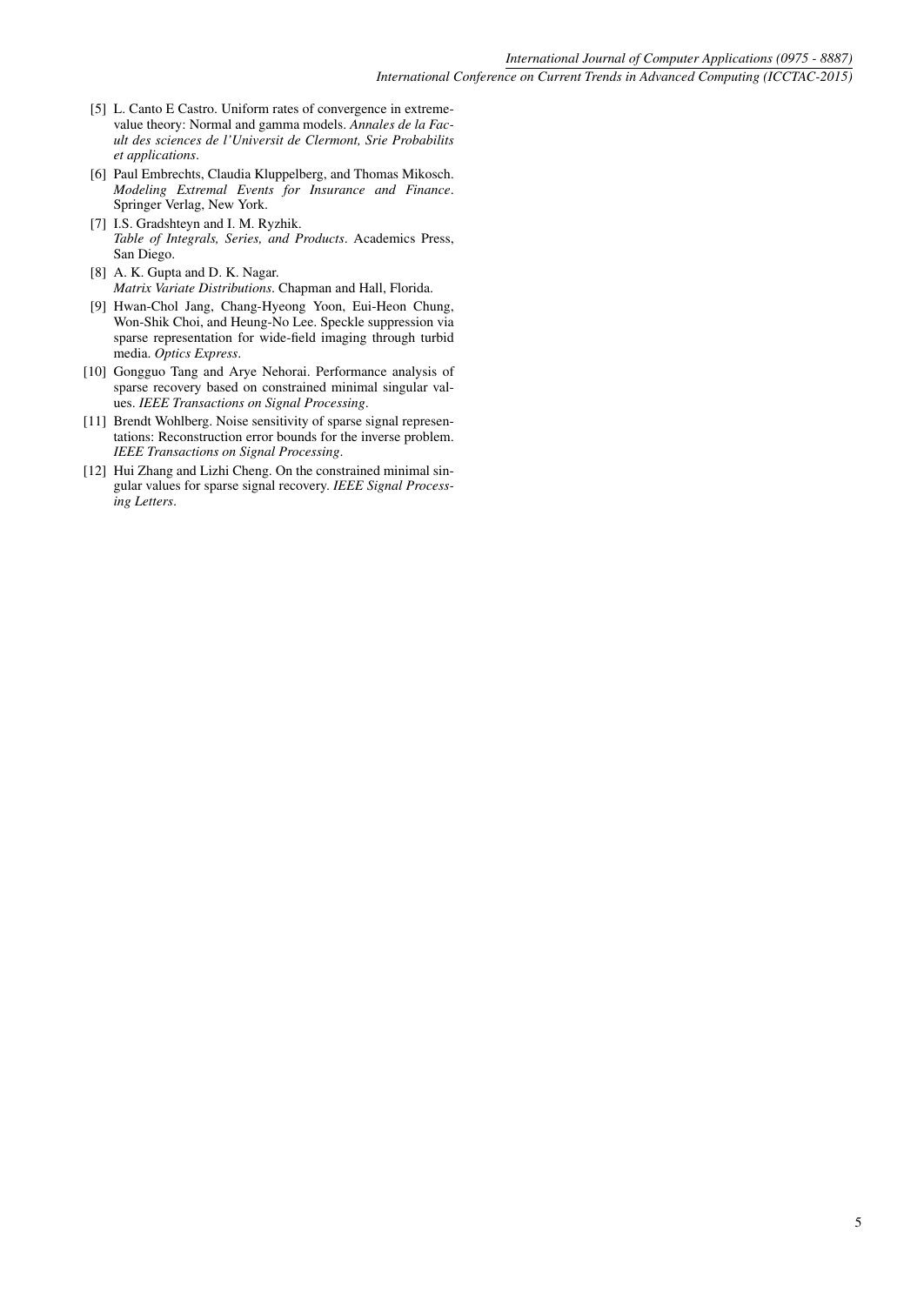[5] L. Canto E Castro. Uniform rates of convergence in extreme-value theory: Normal and gamma models. *Annales de la Facult des sciences de l'Universit de Clermont, Srie Probabilits et applications*.

[6] Paul Embrechts, Claudia Kluppelberg, and Thomas Mikosch. *Modeling Extremal Events for Insurance and Finance*. Springer Verlag, New York.

[7] I.S. Gradshteyn and I. M. Ryzhik. *Table of Integrals, Series, and Products*. Academics Press, San Diego.

[8] A. K. Gupta and D. K. Nagar. *Matrix Variate Distributions*. Chapman and Hall, Florida.

[9] Hwan-Chol Jang, Chang-Hyeong Yoon, Eui-Heon Chung, Won-Shik Choi, and Heung-No Lee. Speckle suppression via sparse representation for wide-field imaging through turbid media. *Optics Express*.

[10] Gongguo Tang and Arye Nehorai. Performance analysis of sparse recovery based on constrained minimal singular values. *IEEE Transactions on Signal Processing*.

[11] Brendt Wohlberg. Noise sensitivity of sparse signal representations: Reconstruction error bounds for the inverse problem. *IEEE Transactions on Signal Processing*.

[12] Hui Zhang and Lizhi Cheng. On the constrained minimal singular values for sparse signal recovery. *IEEE Signal Processing Letters*.